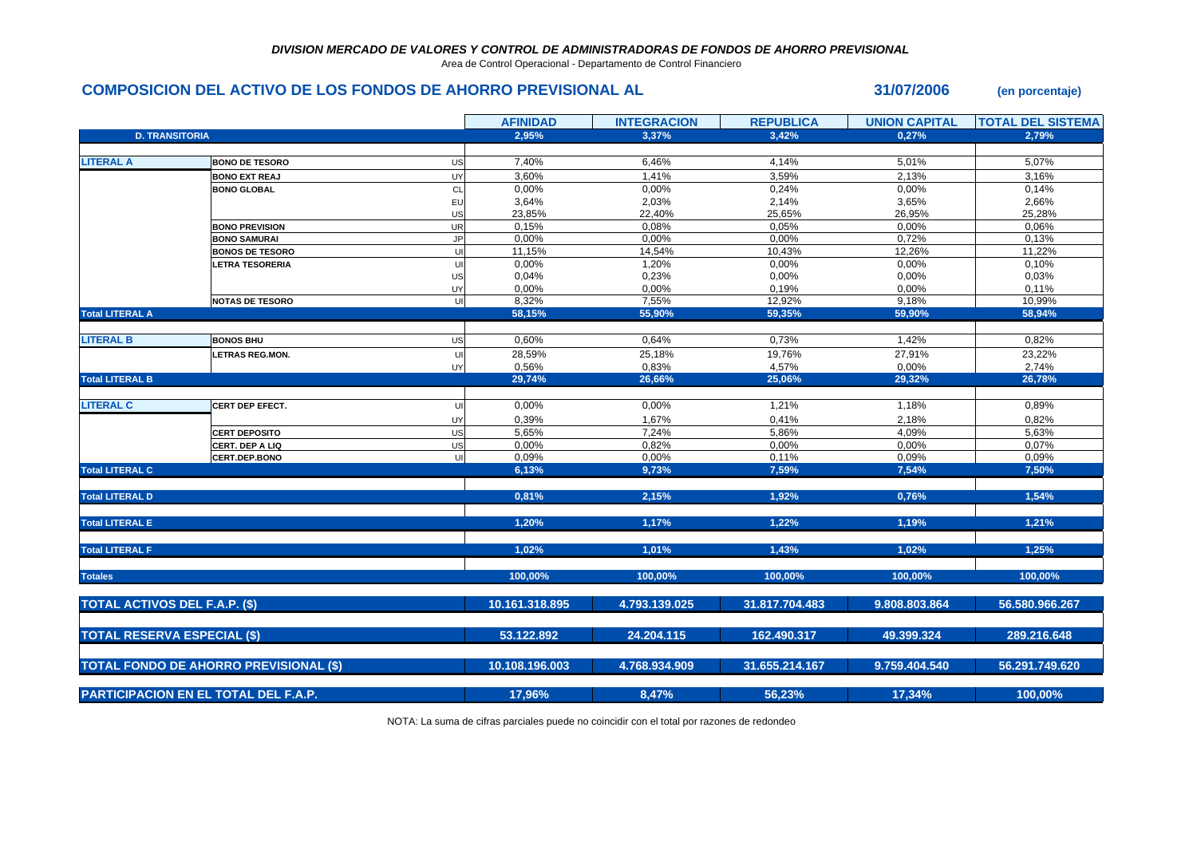*DIVISION MERCADO DE VALORES Y CONTROL DE ADMINISTRADORAS DE FONDOS DE AHORRO PREVISIONAL*

Area de Control Operacional - Departamento de Control Financiero

## COMPOSICION DEL ACTIVO DE LOS FONDOS DE AHORRO PREVISIONAL AL 31/07/2006 (en porcentaje)

| | | | AFINIDAD | INTEGRACION | REPUBLICA | UNION CAPITAL | TOTAL DEL SISTEMA |
|---|---|---|---|---|---|---|---|
| **D. TRANSITORIA** | | | 2,95% | 3,37% | 3,42% | 0,27% | 2,79% |
| **LITERAL A** | BONO DE TESORO | US | 7,40% | 6,46% | 4,14% | 5,01% | 5,07% |
| | BONO EXT REAJ | UY | 3,60% | 1,41% | 3,59% | 2,13% | 3,16% |
| | BONO GLOBAL | CL | 0,00% | 0,00% | 0,24% | 0,00% | 0,14% |
| | | EU | 3,64% | 2,03% | 2,14% | 3,65% | 2,66% |
| | | US | 23,85% | 22,40% | 25,65% | 26,95% | 25,28% |
| | BONO PREVISION | UR | 0,15% | 0,08% | 0,05% | 0,00% | 0,06% |
| | BONO SAMURAI | JP | 0,00% | 0,00% | 0,00% | 0,72% | 0,13% |
| | BONOS DE TESORO | UI | 11,15% | 14,54% | 10,43% | 12,26% | 11,22% |
| | LETRA TESORERIA | UI | 0,00% | 1,20% | 0,00% | 0,00% | 0,10% |
| | | US | 0,04% | 0,23% | 0,00% | 0,00% | 0,03% |
| | | UY | 0,00% | 0,00% | 0,19% | 0,00% | 0,11% |
| | NOTAS DE TESORO | UI | 8,32% | 7,55% | 12,92% | 9,18% | 10,99% |
| **Total LITERAL A** | | | 58,15% | 55,90% | 59,35% | 59,90% | 58,94% |
| **LITERAL B** | BONOS BHU | US | 0,60% | 0,64% | 0,73% | 1,42% | 0,82% |
| | LETRAS REG.MON. | UI | 28,59% | 25,18% | 19,76% | 27,91% | 23,22% |
| | | UY | 0,56% | 0,83% | 4,57% | 0,00% | 2,74% |
| **Total LITERAL B** | | | 29,74% | 26,66% | 25,06% | 29,32% | 26,78% |
| **LITERAL C** | CERT DEP EFECT. | UI | 0,00% | 0,00% | 1,21% | 1,18% | 0,89% |
| | | UY | 0,39% | 1,67% | 0,41% | 2,18% | 0,82% |
| | CERT DEPOSITO | US | 5,65% | 7,24% | 5,86% | 4,09% | 5,63% |
| | CERT. DEP A LIQ | US | 0,00% | 0,82% | 0,00% | 0,00% | 0,07% |
| | CERT.DEP.BONO | UI | 0,09% | 0,00% | 0,11% | 0,09% | 0,09% |
| **Total LITERAL C** | | | 6,13% | 9,73% | 7,59% | 7,54% | 7,50% |
| **Total LITERAL D** | | | 0,81% | 2,15% | 1,92% | 0,76% | 1,54% |
| **Total LITERAL E** | | | 1,20% | 1,17% | 1,22% | 1,19% | 1,21% |
| **Total LITERAL F** | | | 1,02% | 1,01% | 1,43% | 1,02% | 1,25% |
| **Totales** | | | 100,00% | 100,00% | 100,00% | 100,00% | 100,00% |
| **TOTAL ACTIVOS DEL F.A.P. ($)** | | | 10.161.318.895 | 4.793.139.025 | 31.817.704.483 | 9.808.803.864 | 56.580.966.267 |
| **TOTAL RESERVA ESPECIAL ($)** | | | 53.122.892 | 24.204.115 | 162.490.317 | 49.399.324 | 289.216.648 |
| **TOTAL FONDO DE AHORRO PREVISIONAL ($)** | | | 10.108.196.003 | 4.768.934.909 | 31.655.214.167 | 9.759.404.540 | 56.291.749.620 |
| **PARTICIPACION EN EL TOTAL DEL F.A.P.** | | | 17,96% | 8,47% | 56,23% | 17,34% | 100,00% |

NOTA: La suma de cifras parciales puede no coincidir con el total por razones de redondeo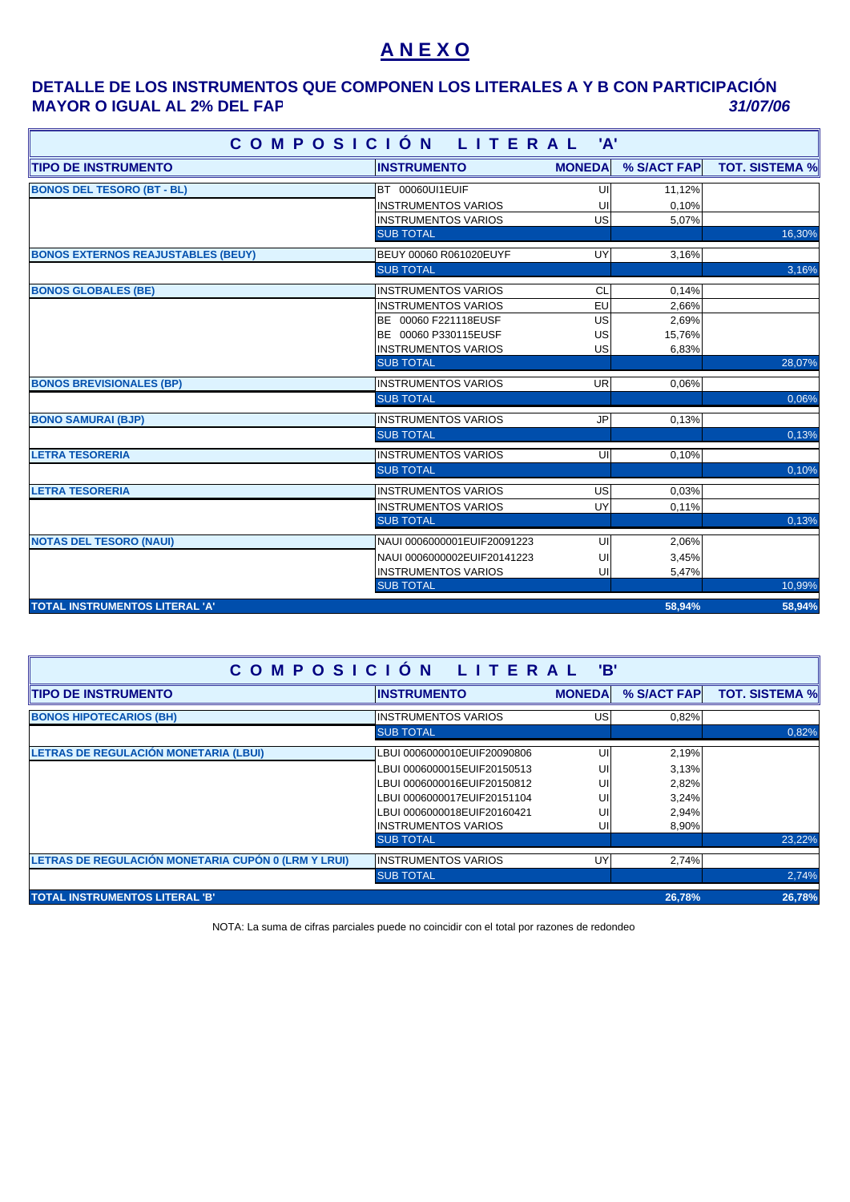# A N E X O

## DETALLE DE LOS INSTRUMENTOS QUE COMPONEN LOS LITERALES A Y B CON PARTICIPACIÓN MAYOR O IGUAL AL 2% DEL FAP

*31/07/06*

**COMPOSICIÓN LITERAL 'A'**

| TIPO DE INSTRUMENTO | INSTRUMENTO | MONEDA | % S/ACT FAP | TOT. SISTEMA % |
|---|---|---|---|---|
| BONOS DEL TESORO (BT - BL) | BT 00060UI1EUIF | UI | 11,12% | |
| | INSTRUMENTOS VARIOS | UI | 0,10% | |
| | INSTRUMENTOS VARIOS | US | 5,07% | |
| | SUB TOTAL | | | 16,30% |
| BONOS EXTERNOS REAJUSTABLES (BEUY) | BEUY 00060 R061020EUYF | UY | 3,16% | |
| | SUB TOTAL | | | 3,16% |
| BONOS GLOBALES (BE) | INSTRUMENTOS VARIOS | CL | 0,14% | |
| | INSTRUMENTOS VARIOS | EU | 2,66% | |
| | BE 00060 F221118EUSF | US | 2,69% | |
| | BE 00060 P330115EUSF | US | 15,76% | |
| | INSTRUMENTOS VARIOS | US | 6,83% | |
| | SUB TOTAL | | | 28,07% |
| BONOS BREVISIONALES (BP) | INSTRUMENTOS VARIOS | UR | 0,06% | |
| | SUB TOTAL | | | 0,06% |
| BONO SAMURAI (BJP) | INSTRUMENTOS VARIOS | JP | 0,13% | |
| | SUB TOTAL | | | 0,13% |
| LETRA TESORERIA | INSTRUMENTOS VARIOS | UI | 0,10% | |
| | SUB TOTAL | | | 0,10% |
| LETRA TESORERIA | INSTRUMENTOS VARIOS | US | 0,03% | |
| | INSTRUMENTOS VARIOS | UY | 0,11% | |
| | SUB TOTAL | | | 0,13% |
| NOTAS DEL TESORO (NAUI) | NAUI 0006000001EUIF20091223 | UI | 2,06% | |
| | NAUI 0006000002EUIF20141223 | UI | 3,45% | |
| | INSTRUMENTOS VARIOS | UI | 5,47% | |
| | SUB TOTAL | | | 10,99% |
| **TOTAL INSTRUMENTOS LITERAL 'A'** | | | **58,94%** | **58,94%** |

**COMPOSICIÓN LITERAL 'B'**

| TIPO DE INSTRUMENTO | INSTRUMENTO | MONEDA | % S/ACT FAP | TOT. SISTEMA % |
|---|---|---|---|---|
| BONOS HIPOTECARIOS (BH) | INSTRUMENTOS VARIOS | US | 0,82% | |
| | SUB TOTAL | | | 0,82% |
| LETRAS DE REGULACIÓN MONETARIA (LBUI) | LBUI 0006000010EUIF20090806 | UI | 2,19% | |
| | LBUI 0006000015EUIF20150513 | UI | 3,13% | |
| | LBUI 0006000016EUIF20150812 | UI | 2,82% | |
| | LBUI 0006000017EUIF20151104 | UI | 3,24% | |
| | LBUI 0006000018EUIF20160421 | UI | 2,94% | |
| | INSTRUMENTOS VARIOS | UI | 8,90% | |
| | SUB TOTAL | | | 23,22% |
| LETRAS DE REGULACIÓN MONETARIA CUPÓN 0 (LRM Y LRUI) | INSTRUMENTOS VARIOS | UY | 2,74% | |
| | SUB TOTAL | | | 2,74% |
| **TOTAL INSTRUMENTOS LITERAL 'B'** | | | **26,78%** | **26,78%** |

NOTA: La suma de cifras parciales puede no coincidir con el total por razones de redondeo